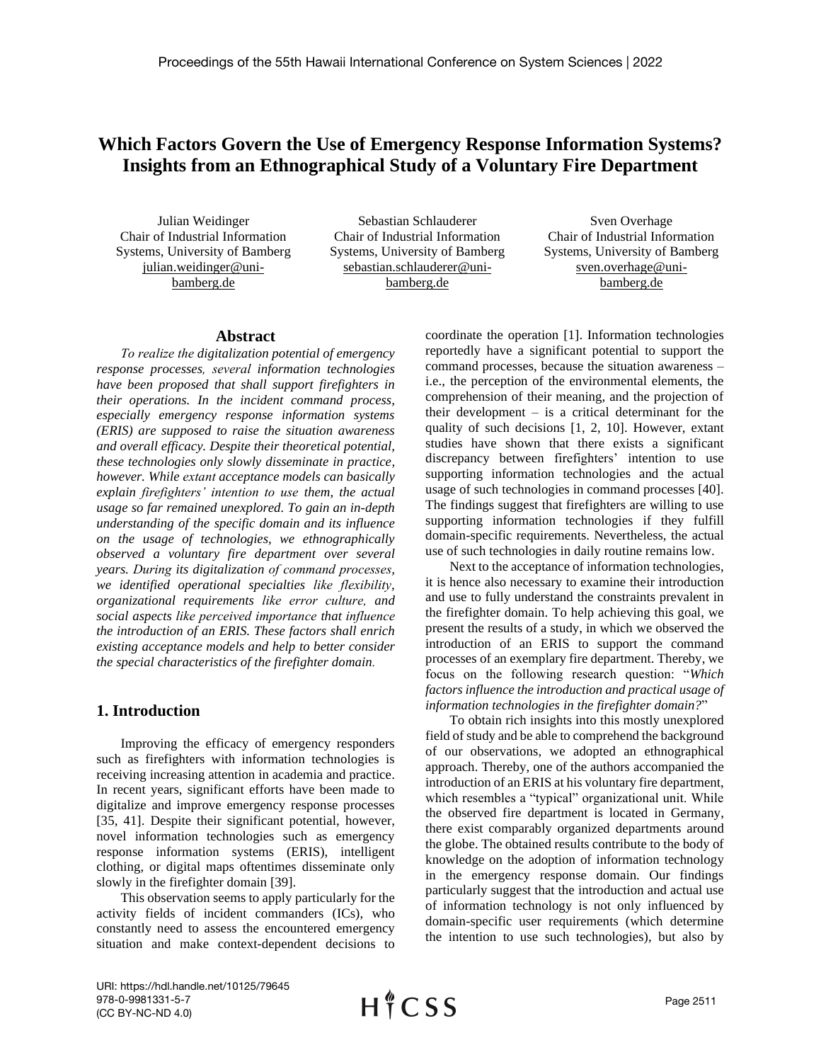# Which Factors Govern the Use of Emergency Response Information Systems? Insights from an Ethnographical Study of a Voluntary Fire Department

Julian Weidinger
Chair of Industrial Information Systems, University of Bamberg
julian.weidinger@uni-bamberg.de

Sebastian Schlauderer
Chair of Industrial Information Systems, University of Bamberg
sebastian.schlauderer@uni-bamberg.de

Sven Overhage
Chair of Industrial Information Systems, University of Bamberg
sven.overhage@uni-bamberg.de

## Abstract

*To realize the digitalization potential of emergency response processes, several information technologies have been proposed that shall support firefighters in their operations. In the incident command process, especially emergency response information systems (ERIS) are supposed to raise the situation awareness and overall efficacy. Despite their theoretical potential, these technologies only slowly disseminate in practice, however. While extant acceptance models can basically explain firefighters' intention to use them, the actual usage so far remained unexplored. To gain an in-depth understanding of the specific domain and its influence on the usage of technologies, we ethnographically observed a voluntary fire department over several years. During its digitalization of command processes, we identified operational specialties like flexibility, organizational requirements like error culture, and social aspects like perceived importance that influence the introduction of an ERIS. These factors shall enrich existing acceptance models and help to better consider the special characteristics of the firefighter domain.*

## 1. Introduction

Improving the efficacy of emergency responders such as firefighters with information technologies is receiving increasing attention in academia and practice. In recent years, significant efforts have been made to digitalize and improve emergency response processes [35, 41]. Despite their significant potential, however, novel information technologies such as emergency response information systems (ERIS), intelligent clothing, or digital maps oftentimes disseminate only slowly in the firefighter domain [39].

This observation seems to apply particularly for the activity fields of incident commanders (ICs), who constantly need to assess the encountered emergency situation and make context-dependent decisions to coordinate the operation [1]. Information technologies reportedly have a significant potential to support the command processes, because the situation awareness – i.e., the perception of the environmental elements, the comprehension of their meaning, and the projection of their development – is a critical determinant for the quality of such decisions [1, 2, 10]. However, extant studies have shown that there exists a significant discrepancy between firefighters' intention to use supporting information technologies and the actual usage of such technologies in command processes [40]. The findings suggest that firefighters are willing to use supporting information technologies if they fulfill domain-specific requirements. Nevertheless, the actual use of such technologies in daily routine remains low.

Next to the acceptance of information technologies, it is hence also necessary to examine their introduction and use to fully understand the constraints prevalent in the firefighter domain. To help achieving this goal, we present the results of a study, in which we observed the introduction of an ERIS to support the command processes of an exemplary fire department. Thereby, we focus on the following research question: "*Which factors influence the introduction and practical usage of information technologies in the firefighter domain?*"

To obtain rich insights into this mostly unexplored field of study and be able to comprehend the background of our observations, we adopted an ethnographical approach. Thereby, one of the authors accompanied the introduction of an ERIS at his voluntary fire department, which resembles a "typical" organizational unit. While the observed fire department is located in Germany, there exist comparably organized departments around the globe. The obtained results contribute to the body of knowledge on the adoption of information technology in the emergency response domain. Our findings particularly suggest that the introduction and actual use of information technology is not only influenced by domain-specific user requirements (which determine the intention to use such technologies), but also by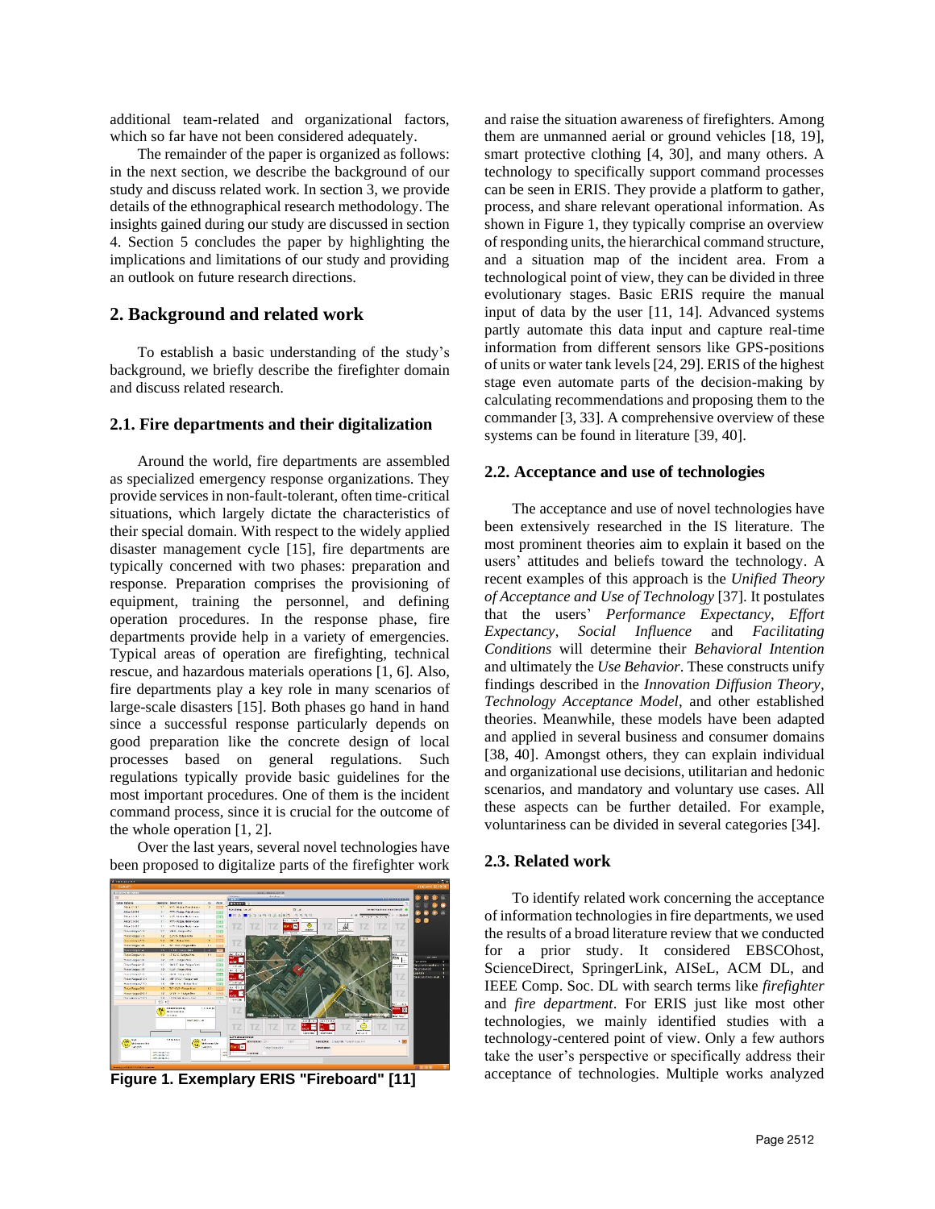additional team-related and organizational factors, which so far have not been considered adequately.

The remainder of the paper is organized as follows: in the next section, we describe the background of our study and discuss related work. In section 3, we provide details of the ethnographical research methodology. The insights gained during our study are discussed in section 4. Section 5 concludes the paper by highlighting the implications and limitations of our study and providing an outlook on future research directions.

## 2. Background and related work

To establish a basic understanding of the study's background, we briefly describe the firefighter domain and discuss related research.

### 2.1. Fire departments and their digitalization

Around the world, fire departments are assembled as specialized emergency response organizations. They provide services in non-fault-tolerant, often time-critical situations, which largely dictate the characteristics of their special domain. With respect to the widely applied disaster management cycle [15], fire departments are typically concerned with two phases: preparation and response. Preparation comprises the provisioning of equipment, training the personnel, and defining operation procedures. In the response phase, fire departments provide help in a variety of emergencies. Typical areas of operation are firefighting, technical rescue, and hazardous materials operations [1, 6]. Also, fire departments play a key role in many scenarios of large-scale disasters [15]. Both phases go hand in hand since a successful response particularly depends on good preparation like the concrete design of local processes based on general regulations. Such regulations typically provide basic guidelines for the most important procedures. One of them is the incident command process, since it is crucial for the outcome of the whole operation [1, 2].

Over the last years, several novel technologies have been proposed to digitalize parts of the firefighter work

**Figure 1. Exemplary ERIS "Fireboard" [11]**

and raise the situation awareness of firefighters. Among them are unmanned aerial or ground vehicles [18, 19], smart protective clothing [4, 30], and many others. A technology to specifically support command processes can be seen in ERIS. They provide a platform to gather, process, and share relevant operational information. As shown in Figure 1, they typically comprise an overview of responding units, the hierarchical command structure, and a situation map of the incident area. From a technological point of view, they can be divided in three evolutionary stages. Basic ERIS require the manual input of data by the user [11, 14]. Advanced systems partly automate this data input and capture real-time information from different sensors like GPS-positions of units or water tank levels [24, 29]. ERIS of the highest stage even automate parts of the decision-making by calculating recommendations and proposing them to the commander [3, 33]. A comprehensive overview of these systems can be found in literature [39, 40].

### 2.2. Acceptance and use of technologies

The acceptance and use of novel technologies have been extensively researched in the IS literature. The most prominent theories aim to explain it based on the users' attitudes and beliefs toward the technology. A recent examples of this approach is the *Unified Theory of Acceptance and Use of Technology* [37]. It postulates that the users' *Performance Expectancy*, *Effort Expectancy*, *Social Influence* and *Facilitating Conditions* will determine their *Behavioral Intention* and ultimately the *Use Behavior*. These constructs unify findings described in the *Innovation Diffusion Theory*, *Technology Acceptance Model*, and other established theories. Meanwhile, these models have been adapted and applied in several business and consumer domains [38, 40]. Amongst others, they can explain individual and organizational use decisions, utilitarian and hedonic scenarios, and mandatory and voluntary use cases. All these aspects can be further detailed. For example, voluntariness can be divided in several categories [34].

### 2.3. Related work

To identify related work concerning the acceptance of information technologies in fire departments, we used the results of a broad literature review that we conducted for a prior study. It considered EBSCOhost, ScienceDirect, SpringerLink, AISeL, ACM DL, and IEEE Comp. Soc. DL with search terms like *firefighter* and *fire department*. For ERIS just like most other technologies, we mainly identified studies with a technology-centered point of view. Only a few authors take the user's perspective or specifically address their acceptance of technologies. Multiple works analyzed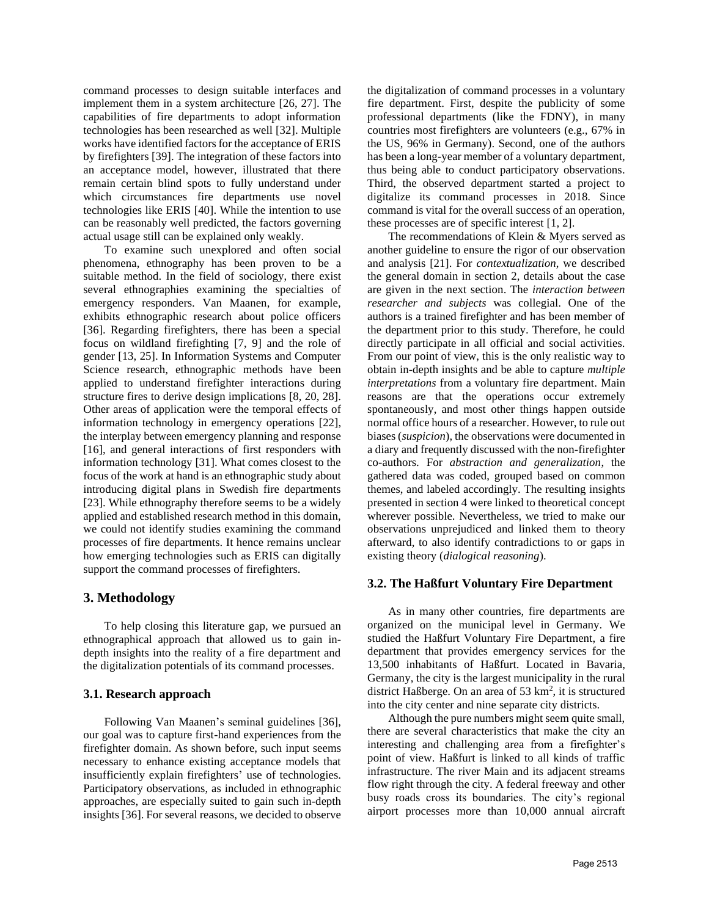command processes to design suitable interfaces and implement them in a system architecture [26, 27]. The capabilities of fire departments to adopt information technologies has been researched as well [32]. Multiple works have identified factors for the acceptance of ERIS by firefighters [39]. The integration of these factors into an acceptance model, however, illustrated that there remain certain blind spots to fully understand under which circumstances fire departments use novel technologies like ERIS [40]. While the intention to use can be reasonably well predicted, the factors governing actual usage still can be explained only weakly.

To examine such unexplored and often social phenomena, ethnography has been proven to be a suitable method. In the field of sociology, there exist several ethnographies examining the specialties of emergency responders. Van Maanen, for example, exhibits ethnographic research about police officers [36]. Regarding firefighters, there has been a special focus on wildland firefighting [7, 9] and the role of gender [13, 25]. In Information Systems and Computer Science research, ethnographic methods have been applied to understand firefighter interactions during structure fires to derive design implications [8, 20, 28]. Other areas of application were the temporal effects of information technology in emergency operations [22], the interplay between emergency planning and response [16], and general interactions of first responders with information technology [31]. What comes closest to the focus of the work at hand is an ethnographic study about introducing digital plans in Swedish fire departments [23]. While ethnography therefore seems to be a widely applied and established research method in this domain, we could not identify studies examining the command processes of fire departments. It hence remains unclear how emerging technologies such as ERIS can digitally support the command processes of firefighters.

## 3. Methodology

To help closing this literature gap, we pursued an ethnographical approach that allowed us to gain in-depth insights into the reality of a fire department and the digitalization potentials of its command processes.

### 3.1. Research approach

Following Van Maanen's seminal guidelines [36], our goal was to capture first-hand experiences from the firefighter domain. As shown before, such input seems necessary to enhance existing acceptance models that insufficiently explain firefighters' use of technologies. Participatory observations, as included in ethnographic approaches, are especially suited to gain such in-depth insights [36]. For several reasons, we decided to observe the digitalization of command processes in a voluntary fire department. First, despite the publicity of some professional departments (like the FDNY), in many countries most firefighters are volunteers (e.g., 67% in the US, 96% in Germany). Second, one of the authors has been a long-year member of a voluntary department, thus being able to conduct participatory observations. Third, the observed department started a project to digitalize its command processes in 2018. Since command is vital for the overall success of an operation, these processes are of specific interest [1, 2].

The recommendations of Klein & Myers served as another guideline to ensure the rigor of our observation and analysis [21]. For *contextualization*, we described the general domain in section 2, details about the case are given in the next section. The *interaction between researcher and subjects* was collegial. One of the authors is a trained firefighter and has been member of the department prior to this study. Therefore, he could directly participate in all official and social activities. From our point of view, this is the only realistic way to obtain in-depth insights and be able to capture *multiple interpretations* from a voluntary fire department. Main reasons are that the operations occur extremely spontaneously, and most other things happen outside normal office hours of a researcher. However, to rule out biases (*suspicion*), the observations were documented in a diary and frequently discussed with the non-firefighter co-authors. For *abstraction and generalization*, the gathered data was coded, grouped based on common themes, and labeled accordingly. The resulting insights presented in section 4 were linked to theoretical concept wherever possible. Nevertheless, we tried to make our observations unprejudiced and linked them to theory afterward, to also identify contradictions to or gaps in existing theory (*dialogical reasoning*).

### 3.2. The Haßfurt Voluntary Fire Department

As in many other countries, fire departments are organized on the municipal level in Germany. We studied the Haßfurt Voluntary Fire Department, a fire department that provides emergency services for the 13,500 inhabitants of Haßfurt. Located in Bavaria, Germany, the city is the largest municipality in the rural district Haßberge. On an area of 53 km$^2$, it is structured into the city center and nine separate city districts.

Although the pure numbers might seem quite small, there are several characteristics that make the city an interesting and challenging area from a firefighter's point of view. Haßfurt is linked to all kinds of traffic infrastructure. The river Main and its adjacent streams flow right through the city. A federal freeway and other busy roads cross its boundaries. The city's regional airport processes more than 10,000 annual aircraft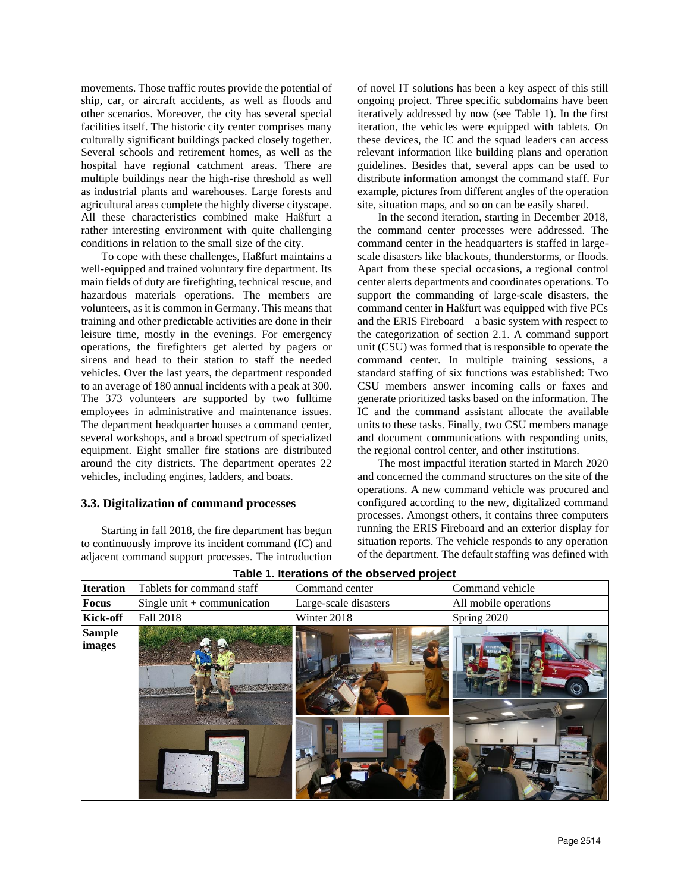movements. Those traffic routes provide the potential of ship, car, or aircraft accidents, as well as floods and other scenarios. Moreover, the city has several special facilities itself. The historic city center comprises many culturally significant buildings packed closely together. Several schools and retirement homes, as well as the hospital have regional catchment areas. There are multiple buildings near the high-rise threshold as well as industrial plants and warehouses. Large forests and agricultural areas complete the highly diverse cityscape. All these characteristics combined make Haßfurt a rather interesting environment with quite challenging conditions in relation to the small size of the city.

To cope with these challenges, Haßfurt maintains a well-equipped and trained voluntary fire department. Its main fields of duty are firefighting, technical rescue, and hazardous materials operations. The members are volunteers, as it is common in Germany. This means that training and other predictable activities are done in their leisure time, mostly in the evenings. For emergency operations, the firefighters get alerted by pagers or sirens and head to their station to staff the needed vehicles. Over the last years, the department responded to an average of 180 annual incidents with a peak at 300. The 373 volunteers are supported by two fulltime employees in administrative and maintenance issues. The department headquarter houses a command center, several workshops, and a broad spectrum of specialized equipment. Eight smaller fire stations are distributed around the city districts. The department operates 22 vehicles, including engines, ladders, and boats.

### 3.3. Digitalization of command processes

Starting in fall 2018, the fire department has begun to continuously improve its incident command (IC) and adjacent command support processes. The introduction of novel IT solutions has been a key aspect of this still ongoing project. Three specific subdomains have been iteratively addressed by now (see Table 1). In the first iteration, the vehicles were equipped with tablets. On these devices, the IC and the squad leaders can access relevant information like building plans and operation guidelines. Besides that, several apps can be used to distribute information amongst the command staff. For example, pictures from different angles of the operation site, situation maps, and so on can be easily shared.

In the second iteration, starting in December 2018, the command center processes were addressed. The command center in the headquarters is staffed in large-scale disasters like blackouts, thunderstorms, or floods. Apart from these special occasions, a regional control center alerts departments and coordinates operations. To support the commanding of large-scale disasters, the command center in Haßfurt was equipped with five PCs and the ERIS Fireboard – a basic system with respect to the categorization of section 2.1. A command support unit (CSU) was formed that is responsible to operate the command center. In multiple training sessions, a standard staffing of six functions was established: Two CSU members answer incoming calls or faxes and generate prioritized tasks based on the information. The IC and the command assistant allocate the available units to these tasks. Finally, two CSU members manage and document communications with responding units, the regional control center, and other institutions.

The most impactful iteration started in March 2020 and concerned the command structures on the site of the operations. A new command vehicle was procured and configured according to the new, digitalized command processes. Amongst others, it contains three computers running the ERIS Fireboard and an exterior display for situation reports. The vehicle responds to any operation of the department. The default staffing was defined with

**Table 1. Iterations of the observed project**

| **Iteration** | Tablets for command staff | Command center | Command vehicle |
|---|---|---|---|
| **Focus** | Single unit + communication | Large-scale disasters | All mobile operations |
| **Kick-off** | Fall 2018 | Winter 2018 | Spring 2020 |
| **Sample images** | | | |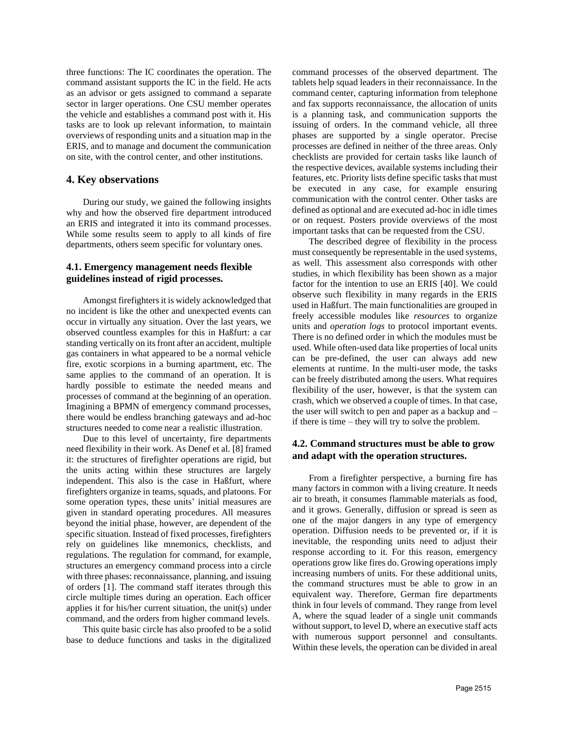three functions: The IC coordinates the operation. The command assistant supports the IC in the field. He acts as an advisor or gets assigned to command a separate sector in larger operations. One CSU member operates the vehicle and establishes a command post with it. His tasks are to look up relevant information, to maintain overviews of responding units and a situation map in the ERIS, and to manage and document the communication on site, with the control center, and other institutions.

## 4. Key observations

During our study, we gained the following insights why and how the observed fire department introduced an ERIS and integrated it into its command processes. While some results seem to apply to all kinds of fire departments, others seem specific for voluntary ones.

### 4.1. Emergency management needs flexible guidelines instead of rigid processes.

Amongst firefighters it is widely acknowledged that no incident is like the other and unexpected events can occur in virtually any situation. Over the last years, we observed countless examples for this in Haßfurt: a car standing vertically on its front after an accident, multiple gas containers in what appeared to be a normal vehicle fire, exotic scorpions in a burning apartment, etc. The same applies to the command of an operation. It is hardly possible to estimate the needed means and processes of command at the beginning of an operation. Imagining a BPMN of emergency command processes, there would be endless branching gateways and ad-hoc structures needed to come near a realistic illustration.

Due to this level of uncertainty, fire departments need flexibility in their work. As Denef et al. [8] framed it: the structures of firefighter operations are rigid, but the units acting within these structures are largely independent. This also is the case in Haßfurt, where firefighters organize in teams, squads, and platoons. For some operation types, these units' initial measures are given in standard operating procedures. All measures beyond the initial phase, however, are dependent of the specific situation. Instead of fixed processes, firefighters rely on guidelines like mnemonics, checklists, and regulations. The regulation for command, for example, structures an emergency command process into a circle with three phases: reconnaissance, planning, and issuing of orders [1]. The command staff iterates through this circle multiple times during an operation. Each officer applies it for his/her current situation, the unit(s) under command, and the orders from higher command levels.

This quite basic circle has also proofed to be a solid base to deduce functions and tasks in the digitalized command processes of the observed department. The tablets help squad leaders in their reconnaissance. In the command center, capturing information from telephone and fax supports reconnaissance, the allocation of units is a planning task, and communication supports the issuing of orders. In the command vehicle, all three phases are supported by a single operator. Precise processes are defined in neither of the three areas. Only checklists are provided for certain tasks like launch of the respective devices, available systems including their features, etc. Priority lists define specific tasks that must be executed in any case, for example ensuring communication with the control center. Other tasks are defined as optional and are executed ad-hoc in idle times or on request. Posters provide overviews of the most important tasks that can be requested from the CSU.

The described degree of flexibility in the process must consequently be representable in the used systems, as well. This assessment also corresponds with other studies, in which flexibility has been shown as a major factor for the intention to use an ERIS [40]. We could observe such flexibility in many regards in the ERIS used in Haßfurt. The main functionalities are grouped in freely accessible modules like *resources* to organize units and *operation logs* to protocol important events. There is no defined order in which the modules must be used. While often-used data like properties of local units can be pre-defined, the user can always add new elements at runtime. In the multi-user mode, the tasks can be freely distributed among the users. What requires flexibility of the user, however, is that the system can crash, which we observed a couple of times. In that case, the user will switch to pen and paper as a backup and – if there is time – they will try to solve the problem.

### 4.2. Command structures must be able to grow and adapt with the operation structures.

From a firefighter perspective, a burning fire has many factors in common with a living creature. It needs air to breath, it consumes flammable materials as food, and it grows. Generally, diffusion or spread is seen as one of the major dangers in any type of emergency operation. Diffusion needs to be prevented or, if it is inevitable, the responding units need to adjust their response according to it. For this reason, emergency operations grow like fires do. Growing operations imply increasing numbers of units. For these additional units, the command structures must be able to grow in an equivalent way. Therefore, German fire departments think in four levels of command. They range from level A, where the squad leader of a single unit commands without support, to level D, where an executive staff acts with numerous support personnel and consultants. Within these levels, the operation can be divided in areal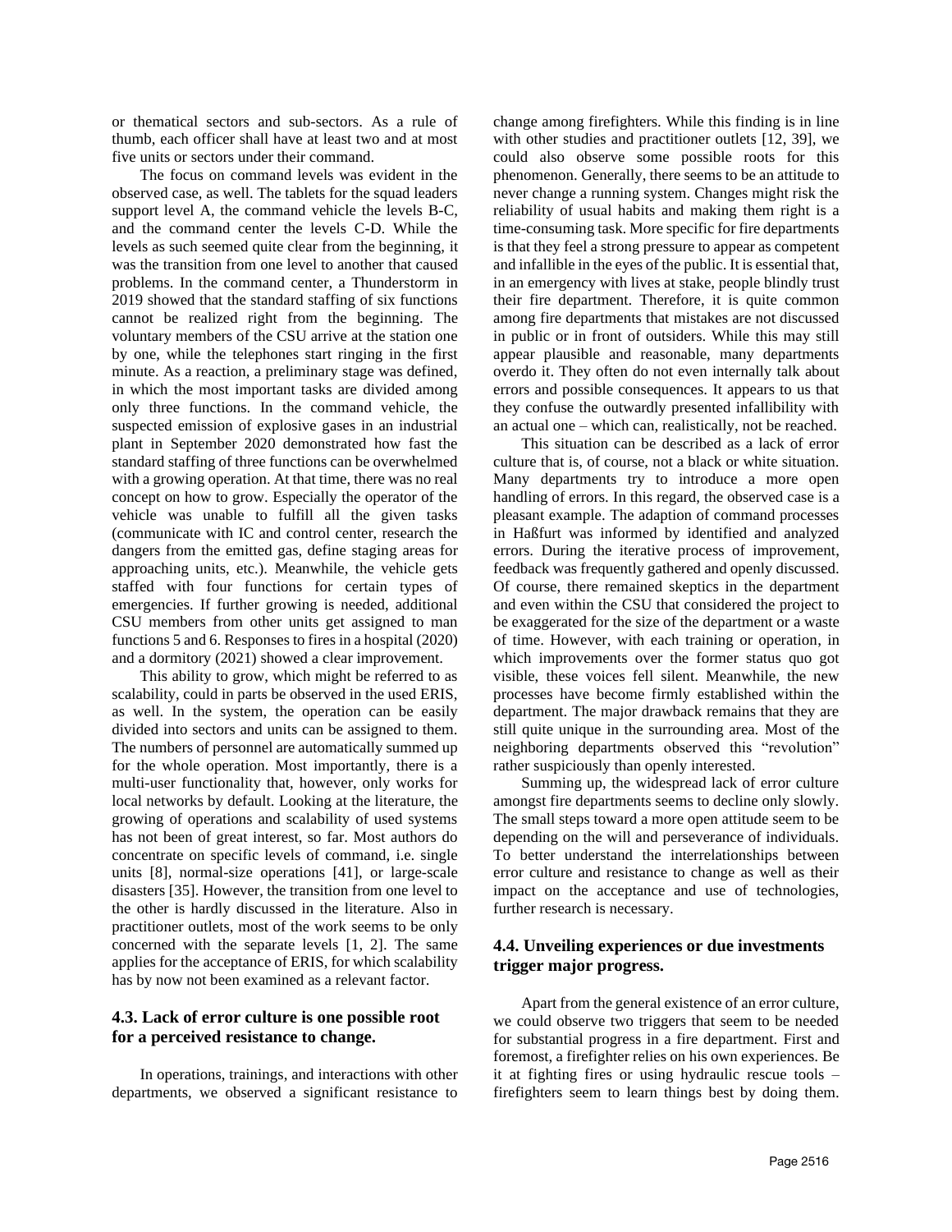or thematical sectors and sub-sectors. As a rule of thumb, each officer shall have at least two and at most five units or sectors under their command.

The focus on command levels was evident in the observed case, as well. The tablets for the squad leaders support level A, the command vehicle the levels B-C, and the command center the levels C-D. While the levels as such seemed quite clear from the beginning, it was the transition from one level to another that caused problems. In the command center, a Thunderstorm in 2019 showed that the standard staffing of six functions cannot be realized right from the beginning. The voluntary members of the CSU arrive at the station one by one, while the telephones start ringing in the first minute. As a reaction, a preliminary stage was defined, in which the most important tasks are divided among only three functions. In the command vehicle, the suspected emission of explosive gases in an industrial plant in September 2020 demonstrated how fast the standard staffing of three functions can be overwhelmed with a growing operation. At that time, there was no real concept on how to grow. Especially the operator of the vehicle was unable to fulfill all the given tasks (communicate with IC and control center, research the dangers from the emitted gas, define staging areas for approaching units, etc.). Meanwhile, the vehicle gets staffed with four functions for certain types of emergencies. If further growing is needed, additional CSU members from other units get assigned to man functions 5 and 6. Responses to fires in a hospital (2020) and a dormitory (2021) showed a clear improvement.

This ability to grow, which might be referred to as scalability, could in parts be observed in the used ERIS, as well. In the system, the operation can be easily divided into sectors and units can be assigned to them. The numbers of personnel are automatically summed up for the whole operation. Most importantly, there is a multi-user functionality that, however, only works for local networks by default. Looking at the literature, the growing of operations and scalability of used systems has not been of great interest, so far. Most authors do concentrate on specific levels of command, i.e. single units [8], normal-size operations [41], or large-scale disasters [35]. However, the transition from one level to the other is hardly discussed in the literature. Also in practitioner outlets, most of the work seems to be only concerned with the separate levels [1, 2]. The same applies for the acceptance of ERIS, for which scalability has by now not been examined as a relevant factor.

### 4.3. Lack of error culture is one possible root for a perceived resistance to change.

In operations, trainings, and interactions with other departments, we observed a significant resistance to change among firefighters. While this finding is in line with other studies and practitioner outlets [12, 39], we could also observe some possible roots for this phenomenon. Generally, there seems to be an attitude to never change a running system. Changes might risk the reliability of usual habits and making them right is a time-consuming task. More specific for fire departments is that they feel a strong pressure to appear as competent and infallible in the eyes of the public. It is essential that, in an emergency with lives at stake, people blindly trust their fire department. Therefore, it is quite common among fire departments that mistakes are not discussed in public or in front of outsiders. While this may still appear plausible and reasonable, many departments overdo it. They often do not even internally talk about errors and possible consequences. It appears to us that they confuse the outwardly presented infallibility with an actual one – which can, realistically, not be reached.

This situation can be described as a lack of error culture that is, of course, not a black or white situation. Many departments try to introduce a more open handling of errors. In this regard, the observed case is a pleasant example. The adaption of command processes in Haßfurt was informed by identified and analyzed errors. During the iterative process of improvement, feedback was frequently gathered and openly discussed. Of course, there remained skeptics in the department and even within the CSU that considered the project to be exaggerated for the size of the department or a waste of time. However, with each training or operation, in which improvements over the former status quo got visible, these voices fell silent. Meanwhile, the new processes have become firmly established within the department. The major drawback remains that they are still quite unique in the surrounding area. Most of the neighboring departments observed this "revolution" rather suspiciously than openly interested.

Summing up, the widespread lack of error culture amongst fire departments seems to decline only slowly. The small steps toward a more open attitude seem to be depending on the will and perseverance of individuals. To better understand the interrelationships between error culture and resistance to change as well as their impact on the acceptance and use of technologies, further research is necessary.

### 4.4. Unveiling experiences or due investments trigger major progress.

Apart from the general existence of an error culture, we could observe two triggers that seem to be needed for substantial progress in a fire department. First and foremost, a firefighter relies on his own experiences. Be it at fighting fires or using hydraulic rescue tools – firefighters seem to learn things best by doing them.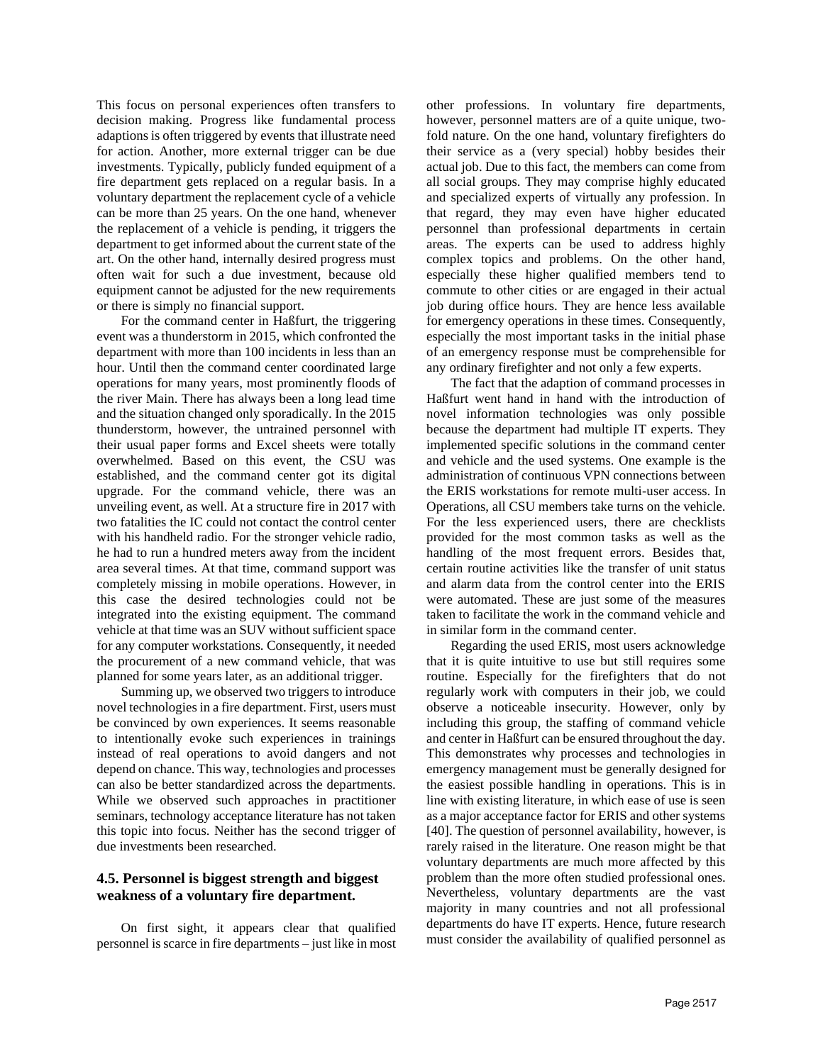This focus on personal experiences often transfers to decision making. Progress like fundamental process adaptions is often triggered by events that illustrate need for action. Another, more external trigger can be due investments. Typically, publicly funded equipment of a fire department gets replaced on a regular basis. In a voluntary department the replacement cycle of a vehicle can be more than 25 years. On the one hand, whenever the replacement of a vehicle is pending, it triggers the department to get informed about the current state of the art. On the other hand, internally desired progress must often wait for such a due investment, because old equipment cannot be adjusted for the new requirements or there is simply no financial support.

For the command center in Haßfurt, the triggering event was a thunderstorm in 2015, which confronted the department with more than 100 incidents in less than an hour. Until then the command center coordinated large operations for many years, most prominently floods of the river Main. There has always been a long lead time and the situation changed only sporadically. In the 2015 thunderstorm, however, the untrained personnel with their usual paper forms and Excel sheets were totally overwhelmed. Based on this event, the CSU was established, and the command center got its digital upgrade. For the command vehicle, there was an unveiling event, as well. At a structure fire in 2017 with two fatalities the IC could not contact the control center with his handheld radio. For the stronger vehicle radio, he had to run a hundred meters away from the incident area several times. At that time, command support was completely missing in mobile operations. However, in this case the desired technologies could not be integrated into the existing equipment. The command vehicle at that time was an SUV without sufficient space for any computer workstations. Consequently, it needed the procurement of a new command vehicle, that was planned for some years later, as an additional trigger.

Summing up, we observed two triggers to introduce novel technologies in a fire department. First, users must be convinced by own experiences. It seems reasonable to intentionally evoke such experiences in trainings instead of real operations to avoid dangers and not depend on chance. This way, technologies and processes can also be better standardized across the departments. While we observed such approaches in practitioner seminars, technology acceptance literature has not taken this topic into focus. Neither has the second trigger of due investments been researched.

### 4.5. Personnel is biggest strength and biggest weakness of a voluntary fire department.

On first sight, it appears clear that qualified personnel is scarce in fire departments – just like in most other professions. In voluntary fire departments, however, personnel matters are of a quite unique, two-fold nature. On the one hand, voluntary firefighters do their service as a (very special) hobby besides their actual job. Due to this fact, the members can come from all social groups. They may comprise highly educated and specialized experts of virtually any profession. In that regard, they may even have higher educated personnel than professional departments in certain areas. The experts can be used to address highly complex topics and problems. On the other hand, especially these higher qualified members tend to commute to other cities or are engaged in their actual job during office hours. They are hence less available for emergency operations in these times. Consequently, especially the most important tasks in the initial phase of an emergency response must be comprehensible for any ordinary firefighter and not only a few experts.

The fact that the adaption of command processes in Haßfurt went hand in hand with the introduction of novel information technologies was only possible because the department had multiple IT experts. They implemented specific solutions in the command center and vehicle and the used systems. One example is the administration of continuous VPN connections between the ERIS workstations for remote multi-user access. In Operations, all CSU members take turns on the vehicle. For the less experienced users, there are checklists provided for the most common tasks as well as the handling of the most frequent errors. Besides that, certain routine activities like the transfer of unit status and alarm data from the control center into the ERIS were automated. These are just some of the measures taken to facilitate the work in the command vehicle and in similar form in the command center.

Regarding the used ERIS, most users acknowledge that it is quite intuitive to use but still requires some routine. Especially for the firefighters that do not regularly work with computers in their job, we could observe a noticeable insecurity. However, only by including this group, the staffing of command vehicle and center in Haßfurt can be ensured throughout the day. This demonstrates why processes and technologies in emergency management must be generally designed for the easiest possible handling in operations. This is in line with existing literature, in which ease of use is seen as a major acceptance factor for ERIS and other systems [40]. The question of personnel availability, however, is rarely raised in the literature. One reason might be that voluntary departments are much more affected by this problem than the more often studied professional ones. Nevertheless, voluntary departments are the vast majority in many countries and not all professional departments do have IT experts. Hence, future research must consider the availability of qualified personnel as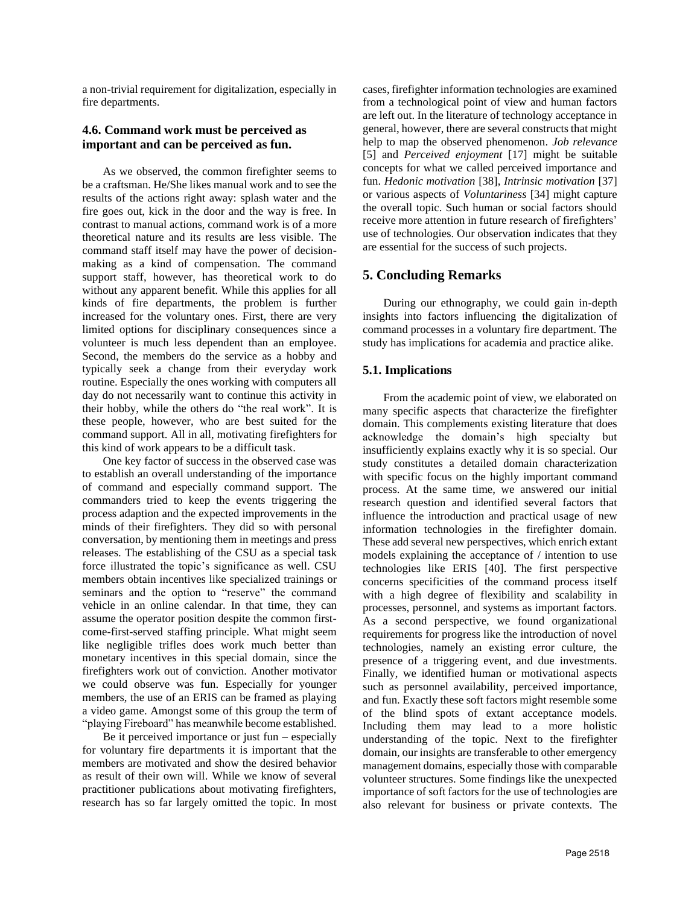a non-trivial requirement for digitalization, especially in fire departments.

### 4.6. Command work must be perceived as important and can be perceived as fun.

As we observed, the common firefighter seems to be a craftsman. He/She likes manual work and to see the results of the actions right away: splash water and the fire goes out, kick in the door and the way is free. In contrast to manual actions, command work is of a more theoretical nature and its results are less visible. The command staff itself may have the power of decision-making as a kind of compensation. The command support staff, however, has theoretical work to do without any apparent benefit. While this applies for all kinds of fire departments, the problem is further increased for the voluntary ones. First, there are very limited options for disciplinary consequences since a volunteer is much less dependent than an employee. Second, the members do the service as a hobby and typically seek a change from their everyday work routine. Especially the ones working with computers all day do not necessarily want to continue this activity in their hobby, while the others do "the real work". It is these people, however, who are best suited for the command support. All in all, motivating firefighters for this kind of work appears to be a difficult task.

One key factor of success in the observed case was to establish an overall understanding of the importance of command and especially command support. The commanders tried to keep the events triggering the process adaption and the expected improvements in the minds of their firefighters. They did so with personal conversation, by mentioning them in meetings and press releases. The establishing of the CSU as a special task force illustrated the topic's significance as well. CSU members obtain incentives like specialized trainings or seminars and the option to "reserve" the command vehicle in an online calendar. In that time, they can assume the operator position despite the common first-come-first-served staffing principle. What might seem like negligible trifles does work much better than monetary incentives in this special domain, since the firefighters work out of conviction. Another motivator we could observe was fun. Especially for younger members, the use of an ERIS can be framed as playing a video game. Amongst some of this group the term of "playing Fireboard" has meanwhile become established.

Be it perceived importance or just fun – especially for voluntary fire departments it is important that the members are motivated and show the desired behavior as result of their own will. While we know of several practitioner publications about motivating firefighters, research has so far largely omitted the topic. In most cases, firefighter information technologies are examined from a technological point of view and human factors are left out. In the literature of technology acceptance in general, however, there are several constructs that might help to map the observed phenomenon. *Job relevance* [5] and *Perceived enjoyment* [17] might be suitable concepts for what we called perceived importance and fun. *Hedonic motivation* [38], *Intrinsic motivation* [37] or various aspects of *Voluntariness* [34] might capture the overall topic. Such human or social factors should receive more attention in future research of firefighters' use of technologies. Our observation indicates that they are essential for the success of such projects.

## 5. Concluding Remarks

During our ethnography, we could gain in-depth insights into factors influencing the digitalization of command processes in a voluntary fire department. The study has implications for academia and practice alike.

### 5.1. Implications

From the academic point of view, we elaborated on many specific aspects that characterize the firefighter domain. This complements existing literature that does acknowledge the domain's high specialty but insufficiently explains exactly why it is so special. Our study constitutes a detailed domain characterization with specific focus on the highly important command process. At the same time, we answered our initial research question and identified several factors that influence the introduction and practical usage of new information technologies in the firefighter domain. These add several new perspectives, which enrich extant models explaining the acceptance of / intention to use technologies like ERIS [40]. The first perspective concerns specificities of the command process itself with a high degree of flexibility and scalability in processes, personnel, and systems as important factors. As a second perspective, we found organizational requirements for progress like the introduction of novel technologies, namely an existing error culture, the presence of a triggering event, and due investments. Finally, we identified human or motivational aspects such as personnel availability, perceived importance, and fun. Exactly these soft factors might resemble some of the blind spots of extant acceptance models. Including them may lead to a more holistic understanding of the topic. Next to the firefighter domain, our insights are transferable to other emergency management domains, especially those with comparable volunteer structures. Some findings like the unexpected importance of soft factors for the use of technologies are also relevant for business or private contexts. The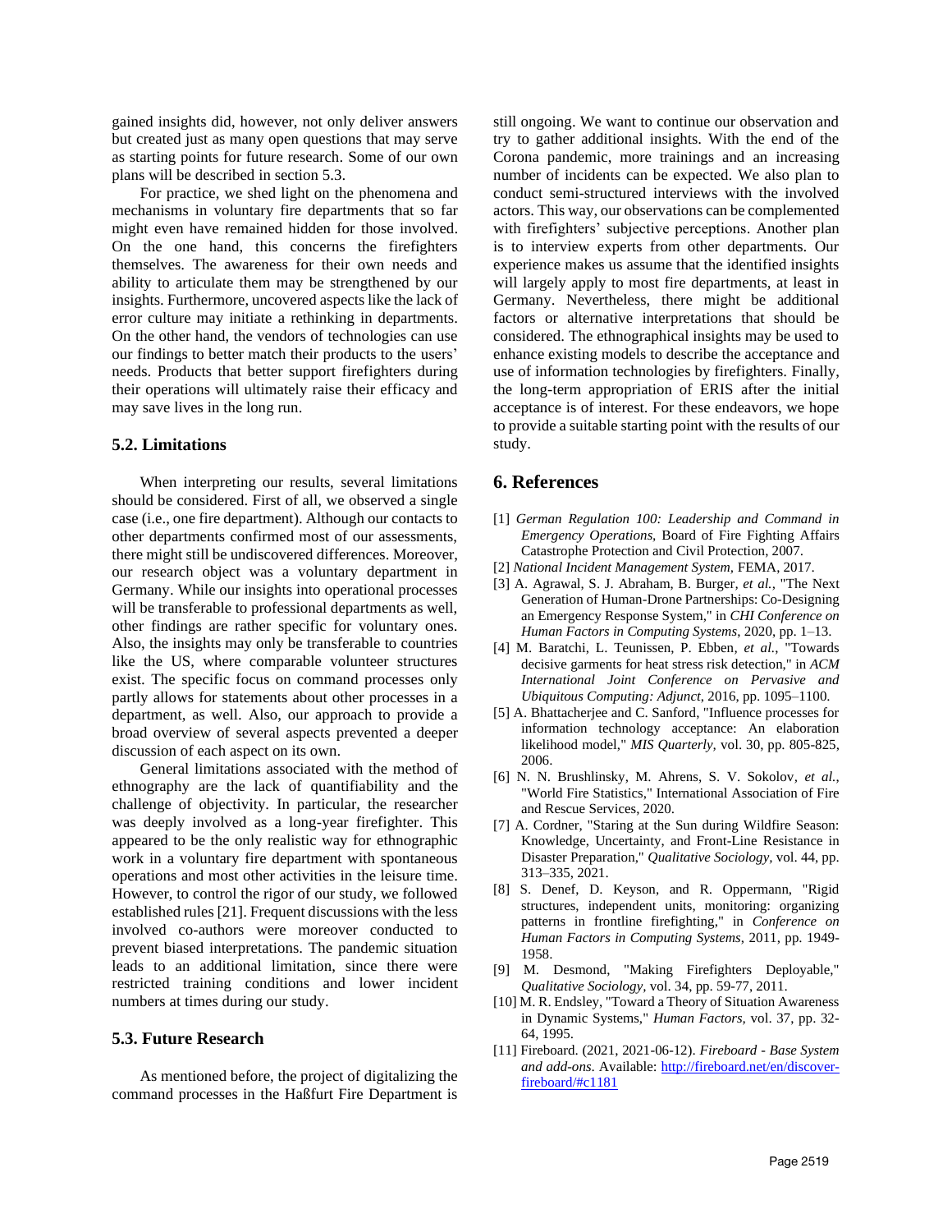gained insights did, however, not only deliver answers but created just as many open questions that may serve as starting points for future research. Some of our own plans will be described in section 5.3.

For practice, we shed light on the phenomena and mechanisms in voluntary fire departments that so far might even have remained hidden for those involved. On the one hand, this concerns the firefighters themselves. The awareness for their own needs and ability to articulate them may be strengthened by our insights. Furthermore, uncovered aspects like the lack of error culture may initiate a rethinking in departments. On the other hand, the vendors of technologies can use our findings to better match their products to the users' needs. Products that better support firefighters during their operations will ultimately raise their efficacy and may save lives in the long run.

### 5.2. Limitations

When interpreting our results, several limitations should be considered. First of all, we observed a single case (i.e., one fire department). Although our contacts to other departments confirmed most of our assessments, there might still be undiscovered differences. Moreover, our research object was a voluntary department in Germany. While our insights into operational processes will be transferable to professional departments as well, other findings are rather specific for voluntary ones. Also, the insights may only be transferable to countries like the US, where comparable volunteer structures exist. The specific focus on command processes only partly allows for statements about other processes in a department, as well. Also, our approach to provide a broad overview of several aspects prevented a deeper discussion of each aspect on its own.

General limitations associated with the method of ethnography are the lack of quantifiability and the challenge of objectivity. In particular, the researcher was deeply involved as a long-year firefighter. This appeared to be the only realistic way for ethnographic work in a voluntary fire department with spontaneous operations and most other activities in the leisure time. However, to control the rigor of our study, we followed established rules [21]. Frequent discussions with the less involved co-authors were moreover conducted to prevent biased interpretations. The pandemic situation leads to an additional limitation, since there were restricted training conditions and lower incident numbers at times during our study.

### 5.3. Future Research

As mentioned before, the project of digitalizing the command processes in the Haßfurt Fire Department is still ongoing. We want to continue our observation and try to gather additional insights. With the end of the Corona pandemic, more trainings and an increasing number of incidents can be expected. We also plan to conduct semi-structured interviews with the involved actors. This way, our observations can be complemented with firefighters' subjective perceptions. Another plan is to interview experts from other departments. Our experience makes us assume that the identified insights will largely apply to most fire departments, at least in Germany. Nevertheless, there might be additional factors or alternative interpretations that should be considered. The ethnographical insights may be used to enhance existing models to describe the acceptance and use of information technologies by firefighters. Finally, the long-term appropriation of ERIS after the initial acceptance is of interest. For these endeavors, we hope to provide a suitable starting point with the results of our study.

## 6. References

[1] *German Regulation 100: Leadership and Command in Emergency Operations,* Board of Fire Fighting Affairs Catastrophe Protection and Civil Protection, 2007.

[2] *National Incident Management System,* FEMA, 2017.

[3] A. Agrawal, S. J. Abraham, B. Burger, *et al.*, "The Next Generation of Human-Drone Partnerships: Co-Designing an Emergency Response System," in *CHI Conference on Human Factors in Computing Systems*, 2020, pp. 1–13.

[4] M. Baratchi, L. Teunissen, P. Ebben, *et al.*, "Towards decisive garments for heat stress risk detection," in *ACM International Joint Conference on Pervasive and Ubiquitous Computing: Adjunct*, 2016, pp. 1095–1100.

[5] A. Bhattacherjee and C. Sanford, "Influence processes for information technology acceptance: An elaboration likelihood model," *MIS Quarterly,* vol. 30, pp. 805-825, 2006.

[6] N. N. Brushlinsky, M. Ahrens, S. V. Sokolov, *et al.*, "World Fire Statistics," International Association of Fire and Rescue Services, 2020.

[7] A. Cordner, "Staring at the Sun during Wildfire Season: Knowledge, Uncertainty, and Front-Line Resistance in Disaster Preparation," *Qualitative Sociology,* vol. 44, pp. 313–335, 2021.

[8] S. Denef, D. Keyson, and R. Oppermann, "Rigid structures, independent units, monitoring: organizing patterns in frontline firefighting," in *Conference on Human Factors in Computing Systems*, 2011, pp. 1949-1958.

[9] M. Desmond, "Making Firefighters Deployable," *Qualitative Sociology,* vol. 34, pp. 59-77, 2011.

[10] M. R. Endsley, "Toward a Theory of Situation Awareness in Dynamic Systems," *Human Factors,* vol. 37, pp. 32-64, 1995.

[11] Fireboard. (2021, 2021-06-12). *Fireboard - Base System and add-ons*. Available: http://fireboard.net/en/discover-fireboard/#c1181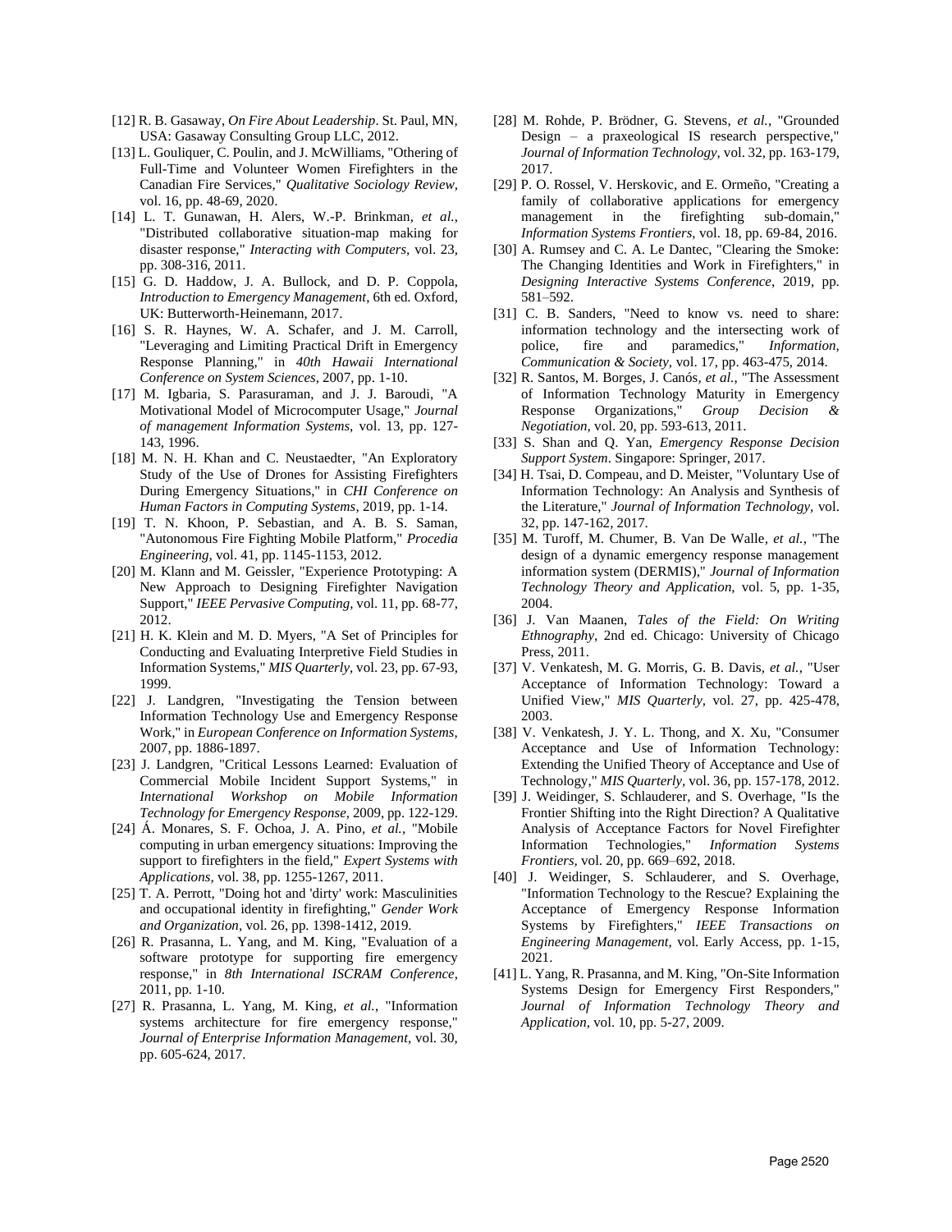[12] R. B. Gasaway, *On Fire About Leadership*. St. Paul, MN, USA: Gasaway Consulting Group LLC, 2012.

[13] L. Gouliquer, C. Poulin, and J. McWilliams, "Othering of Full-Time and Volunteer Women Firefighters in the Canadian Fire Services," *Qualitative Sociology Review,* vol. 16, pp. 48-69, 2020.

[14] L. T. Gunawan, H. Alers, W.-P. Brinkman, *et al.*, "Distributed collaborative situation-map making for disaster response," *Interacting with Computers,* vol. 23, pp. 308-316, 2011.

[15] G. D. Haddow, J. A. Bullock, and D. P. Coppola, *Introduction to Emergency Management*, 6th ed. Oxford, UK: Butterworth-Heinemann, 2017.

[16] S. R. Haynes, W. A. Schafer, and J. M. Carroll, "Leveraging and Limiting Practical Drift in Emergency Response Planning," in *40th Hawaii International Conference on System Sciences*, 2007, pp. 1-10.

[17] M. Igbaria, S. Parasuraman, and J. J. Baroudi, "A Motivational Model of Microcomputer Usage," *Journal of management Information Systems,* vol. 13, pp. 127-143, 1996.

[18] M. N. H. Khan and C. Neustaedter, "An Exploratory Study of the Use of Drones for Assisting Firefighters During Emergency Situations," in *CHI Conference on Human Factors in Computing Systems*, 2019, pp. 1-14.

[19] T. N. Khoon, P. Sebastian, and A. B. S. Saman, "Autonomous Fire Fighting Mobile Platform," *Procedia Engineering,* vol. 41, pp. 1145-1153, 2012.

[20] M. Klann and M. Geissler, "Experience Prototyping: A New Approach to Designing Firefighter Navigation Support," *IEEE Pervasive Computing,* vol. 11, pp. 68-77, 2012.

[21] H. K. Klein and M. D. Myers, "A Set of Principles for Conducting and Evaluating Interpretive Field Studies in Information Systems," *MIS Quarterly,* vol. 23, pp. 67-93, 1999.

[22] J. Landgren, "Investigating the Tension between Information Technology Use and Emergency Response Work," in *European Conference on Information Systems*, 2007, pp. 1886-1897.

[23] J. Landgren, "Critical Lessons Learned: Evaluation of Commercial Mobile Incident Support Systems," in *International Workshop on Mobile Information Technology for Emergency Response*, 2009, pp. 122-129.

[24] Á. Monares, S. F. Ochoa, J. A. Pino, *et al.*, "Mobile computing in urban emergency situations: Improving the support to firefighters in the field," *Expert Systems with Applications,* vol. 38, pp. 1255-1267, 2011.

[25] T. A. Perrott, "Doing hot and 'dirty' work: Masculinities and occupational identity in firefighting," *Gender Work and Organization,* vol. 26, pp. 1398-1412, 2019.

[26] R. Prasanna, L. Yang, and M. King, "Evaluation of a software prototype for supporting fire emergency response," in *8th International ISCRAM Conference*, 2011, pp. 1-10.

[27] R. Prasanna, L. Yang, M. King, *et al.*, "Information systems architecture for fire emergency response," *Journal of Enterprise Information Management,* vol. 30, pp. 605-624, 2017.

[28] M. Rohde, P. Brödner, G. Stevens, *et al.*, "Grounded Design – a praxeological IS research perspective," *Journal of Information Technology,* vol. 32, pp. 163-179, 2017.

[29] P. O. Rossel, V. Herskovic, and E. Ormeño, "Creating a family of collaborative applications for emergency management in the firefighting sub-domain," *Information Systems Frontiers,* vol. 18, pp. 69-84, 2016.

[30] A. Rumsey and C. A. Le Dantec, "Clearing the Smoke: The Changing Identities and Work in Firefighters," in *Designing Interactive Systems Conference*, 2019, pp. 581–592.

[31] C. B. Sanders, "Need to know vs. need to share: information technology and the intersecting work of police, fire and paramedics," *Information, Communication & Society,* vol. 17, pp. 463-475, 2014.

[32] R. Santos, M. Borges, J. Canós, *et al.*, "The Assessment of Information Technology Maturity in Emergency Response Organizations," *Group Decision & Negotiation,* vol. 20, pp. 593-613, 2011.

[33] S. Shan and Q. Yan, *Emergency Response Decision Support System*. Singapore: Springer, 2017.

[34] H. Tsai, D. Compeau, and D. Meister, "Voluntary Use of Information Technology: An Analysis and Synthesis of the Literature," *Journal of Information Technology,* vol. 32, pp. 147-162, 2017.

[35] M. Turoff, M. Chumer, B. Van De Walle, *et al.*, "The design of a dynamic emergency response management information system (DERMIS)," *Journal of Information Technology Theory and Application,* vol. 5, pp. 1-35, 2004.

[36] J. Van Maanen, *Tales of the Field: On Writing Ethnography*, 2nd ed. Chicago: University of Chicago Press, 2011.

[37] V. Venkatesh, M. G. Morris, G. B. Davis, *et al.*, "User Acceptance of Information Technology: Toward a Unified View," *MIS Quarterly,* vol. 27, pp. 425-478, 2003.

[38] V. Venkatesh, J. Y. L. Thong, and X. Xu, "Consumer Acceptance and Use of Information Technology: Extending the Unified Theory of Acceptance and Use of Technology," *MIS Quarterly,* vol. 36, pp. 157-178, 2012.

[39] J. Weidinger, S. Schlauderer, and S. Overhage, "Is the Frontier Shifting into the Right Direction? A Qualitative Analysis of Acceptance Factors for Novel Firefighter Information Technologies," *Information Systems Frontiers,* vol. 20, pp. 669–692, 2018.

[40] J. Weidinger, S. Schlauderer, and S. Overhage, "Information Technology to the Rescue? Explaining the Acceptance of Emergency Response Information Systems by Firefighters," *IEEE Transactions on Engineering Management,* vol. Early Access, pp. 1-15, 2021.

[41] L. Yang, R. Prasanna, and M. King, "On-Site Information Systems Design for Emergency First Responders," *Journal of Information Technology Theory and Application,* vol. 10, pp. 5-27, 2009.